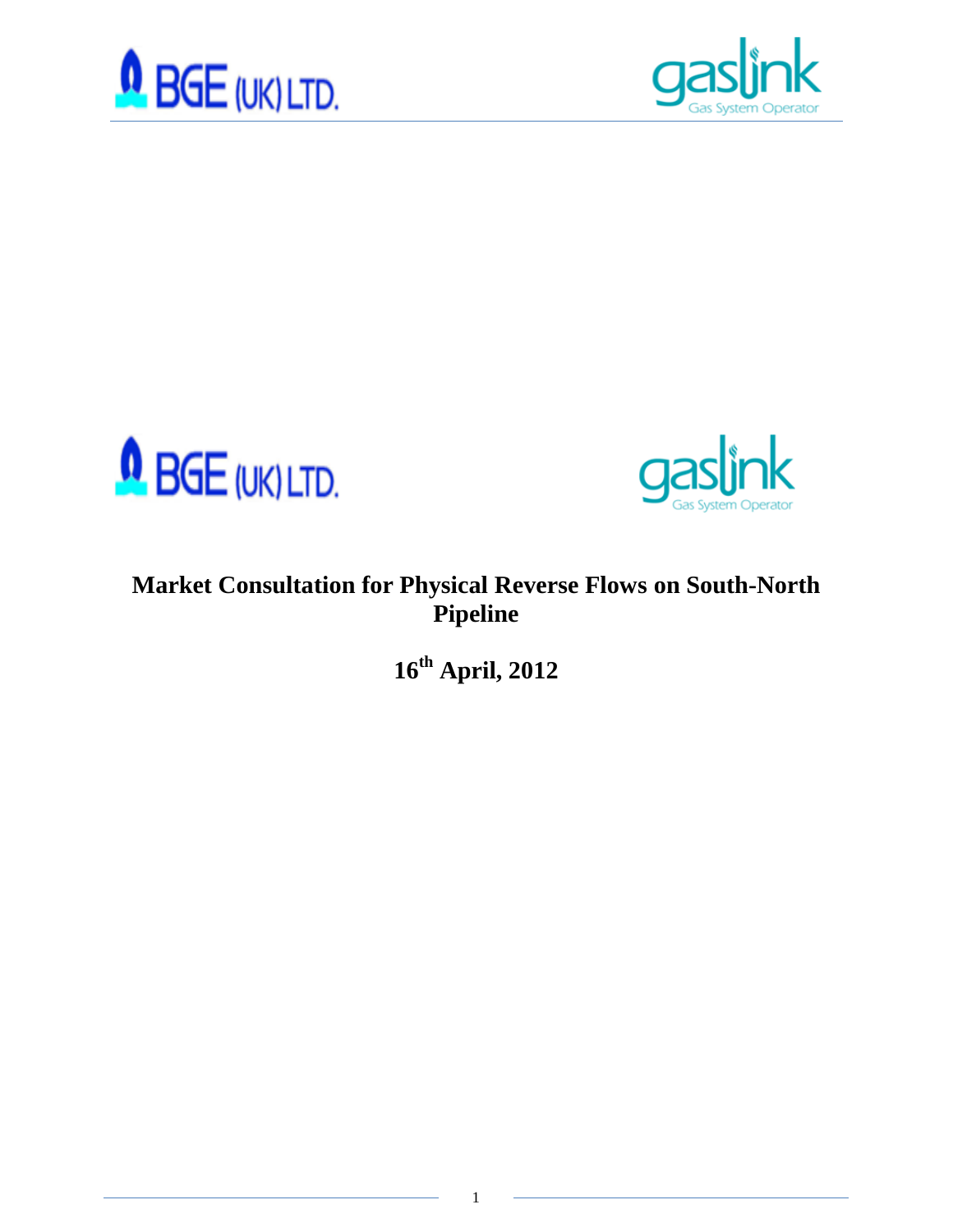# Market Consultation for Physical Reverse Flows on South-North Pipeline

**16th April, 2012**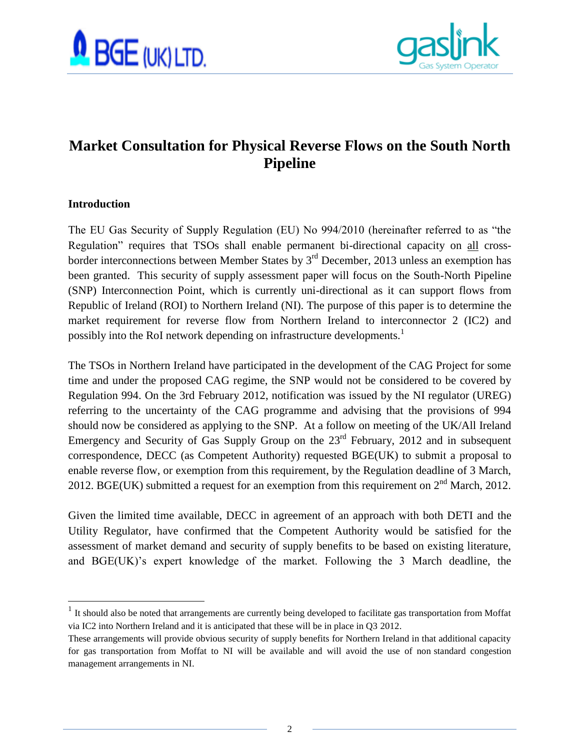# Market Consultation for Physical Reverse Flows on the South North Pipeline

## Introduction

The EU Gas Security of Supply Regulation (EU) No 994/2010 (hereinafter referred to as "the Regulation" requires that TSOs shall enable permanent bi-directional capacity on <u>all</u> cross-border interconnections between Member States by 3rd December, 2013 unless an exemption has been granted. This security of supply assessment paper will focus on the South-North Pipeline (SNP) Interconnection Point, which is currently uni-directional as it can support flows from Republic of Ireland (ROI) to Northern Ireland (NI). The purpose of this paper is to determine the market requirement for reverse flow from Northern Ireland to interconnector 2 (IC2) and possibly into the RoI network depending on infrastructure developments.[1]

The TSOs in Northern Ireland have participated in the development of the CAG Project for some time and under the proposed CAG regime, the SNP would not be considered to be covered by Regulation 994. On the 3rd February 2012, notification was issued by the NI regulator (UREG) referring to the uncertainty of the CAG programme and advising that the provisions of 994 should now be considered as applying to the SNP. At a follow on meeting of the UK/All Ireland Emergency and Security of Gas Supply Group on the 23rd February, 2012 and in subsequent correspondence, DECC (as Competent Authority) requested BGE(UK) to submit a proposal to enable reverse flow, or exemption from this requirement, by the Regulation deadline of 3 March, 2012. BGE(UK) submitted a request for an exemption from this requirement on 2nd March, 2012.

Given the limited time available, DECC in agreement of an approach with both DETI and the Utility Regulator, have confirmed that the Competent Authority would be satisfied for the assessment of market demand and security of supply benefits to be based on existing literature, and BGE(UK)'s expert knowledge of the market. Following the 3 March deadline, the

---

[1] It should also be noted that arrangements are currently being developed to facilitate gas transportation from Moffat via IC2 into Northern Ireland and it is anticipated that these will be in place in Q3 2012.

These arrangements will provide obvious security of supply benefits for Northern Ireland in that additional capacity for gas transportation from Moffat to NI will be available and will avoid the use of non standard congestion management arrangements in NI.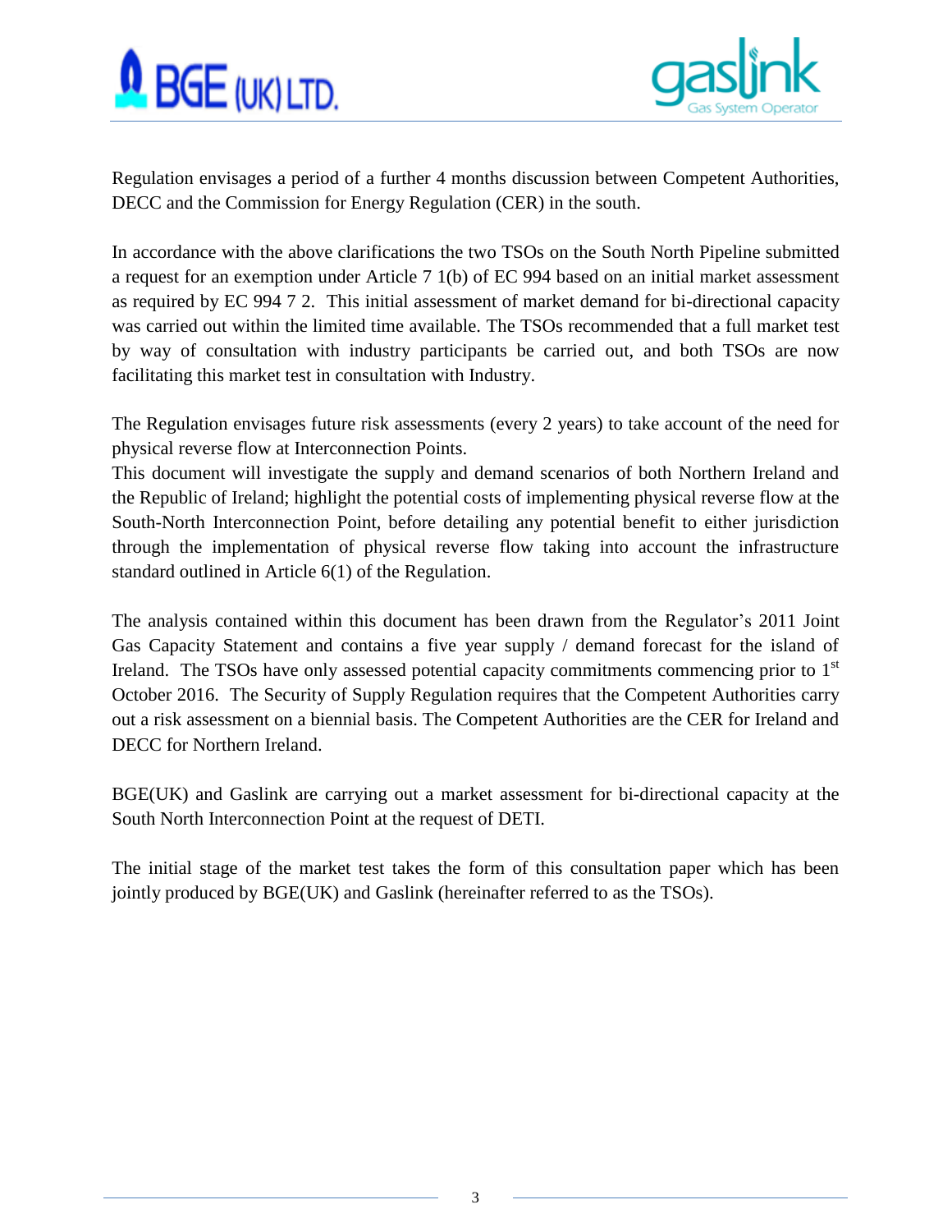Regulation envisages a period of a further 4 months discussion between Competent Authorities, DECC and the Commission for Energy Regulation (CER) in the south.

In accordance with the above clarifications the two TSOs on the South North Pipeline submitted a request for an exemption under Article 7 1(b) of EC 994 based on an initial market assessment as required by EC 994 7 2. This initial assessment of market demand for bi-directional capacity was carried out within the limited time available. The TSOs recommended that a full market test by way of consultation with industry participants be carried out, and both TSOs are now facilitating this market test in consultation with Industry.

The Regulation envisages future risk assessments (every 2 years) to take account of the need for physical reverse flow at Interconnection Points.

This document will investigate the supply and demand scenarios of both Northern Ireland and the Republic of Ireland; highlight the potential costs of implementing physical reverse flow at the South-North Interconnection Point, before detailing any potential benefit to either jurisdiction through the implementation of physical reverse flow taking into account the infrastructure standard outlined in Article 6(1) of the Regulation.

The analysis contained within this document has been drawn from the Regulator's 2011 Joint Gas Capacity Statement and contains a five year supply / demand forecast for the island of Ireland. The TSOs have only assessed potential capacity commitments commencing prior to 1st October 2016. The Security of Supply Regulation requires that the Competent Authorities carry out a risk assessment on a biennial basis. The Competent Authorities are the CER for Ireland and DECC for Northern Ireland.

BGE(UK) and Gaslink are carrying out a market assessment for bi-directional capacity at the South North Interconnection Point at the request of DETI.

The initial stage of the market test takes the form of this consultation paper which has been jointly produced by BGE(UK) and Gaslink (hereinafter referred to as the TSOs).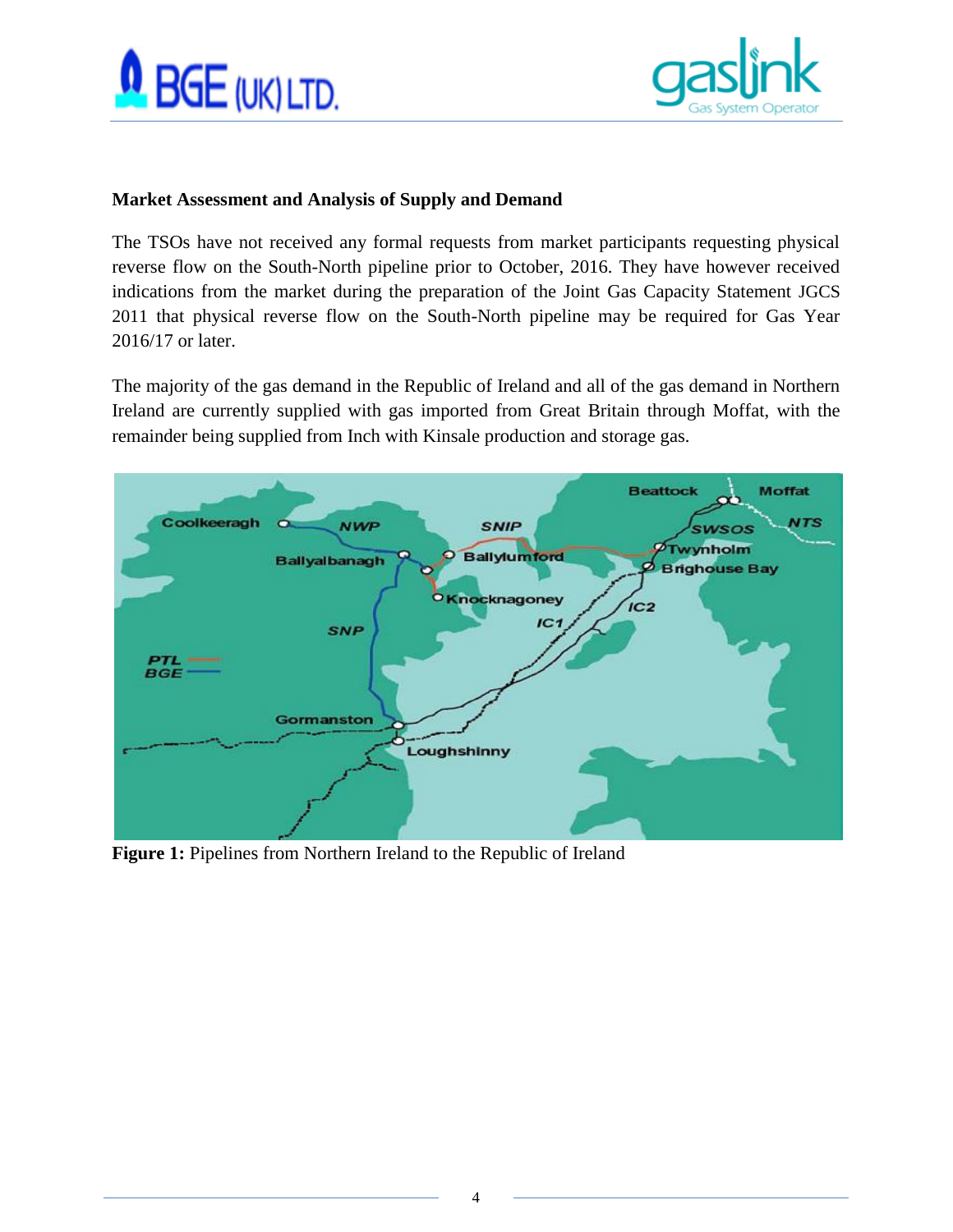### Market Assessment and Analysis of Supply and Demand

The TSOs have not received any formal requests from market participants requesting physical reverse flow on the South-North pipeline prior to October, 2016. They have however received indications from the market during the preparation of the Joint Gas Capacity Statement JGCS 2011 that physical reverse flow on the South-North pipeline may be required for Gas Year 2016/17 or later.

The majority of the gas demand in the Republic of Ireland and all of the gas demand in Northern Ireland are currently supplied with gas imported from Great Britain through Moffat, with the remainder being supplied from Inch with Kinsale production and storage gas.

Beattock
Moffat
Coolkeeragh
NWP
SNIP
SWSOS
NTS
Twynholm
Ballyalbanagh
Ballylumford
Brighouse Bay
Knocknagoney
IC2
IC1
SNP
PTL
BGE
Gormanston
Loughshinny

**Figure 1:** Pipelines from Northern Ireland to the Republic of Ireland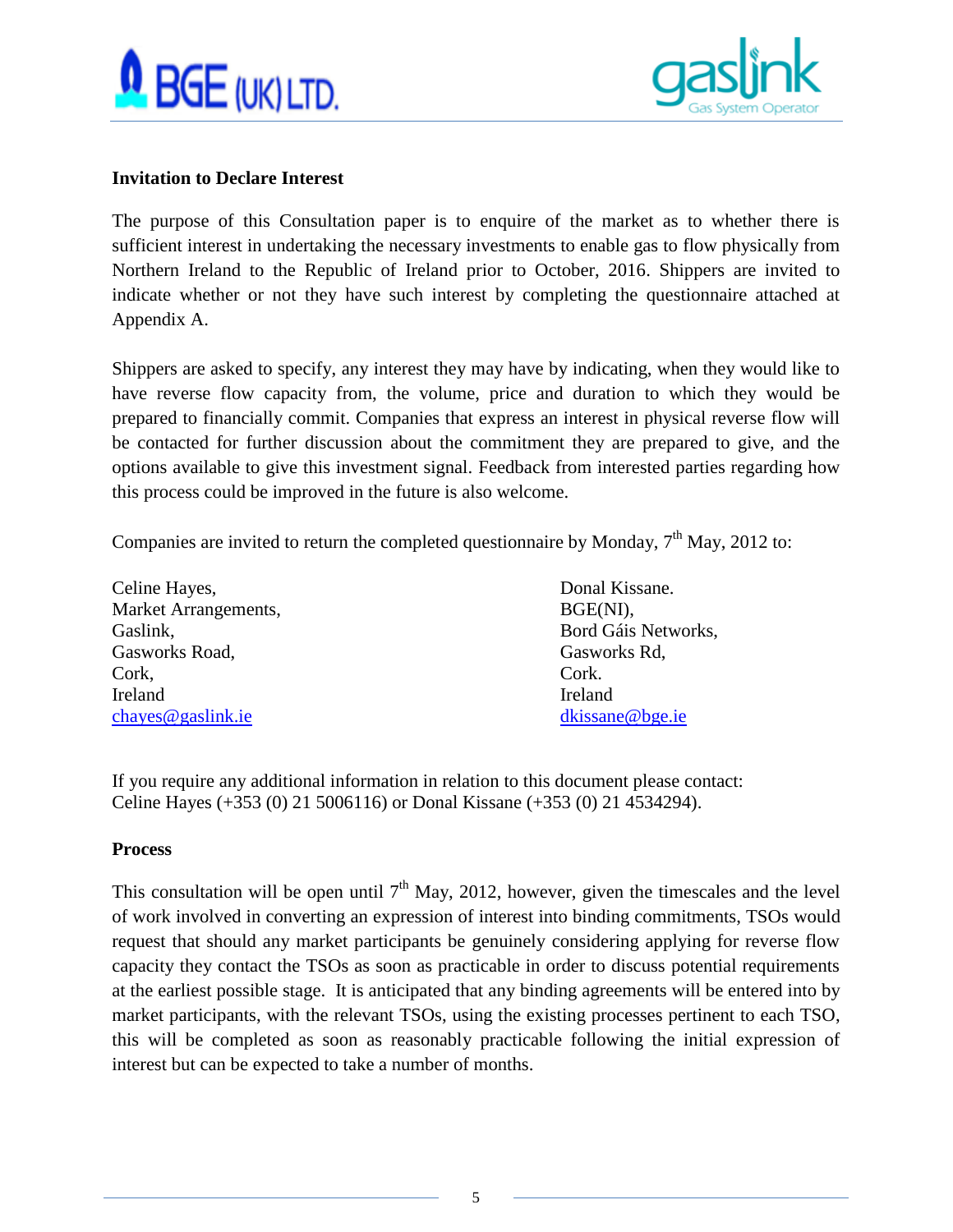## Invitation to Declare Interest

The purpose of this Consultation paper is to enquire of the market as to whether there is sufficient interest in undertaking the necessary investments to enable gas to flow physically from Northern Ireland to the Republic of Ireland prior to October, 2016. Shippers are invited to indicate whether or not they have such interest by completing the questionnaire attached at Appendix A.

Shippers are asked to specify, any interest they may have by indicating, when they would like to have reverse flow capacity from, the volume, price and duration to which they would be prepared to financially commit. Companies that express an interest in physical reverse flow will be contacted for further discussion about the commitment they are prepared to give, and the options available to give this investment signal. Feedback from interested parties regarding how this process could be improved in the future is also welcome.

Companies are invited to return the completed questionnaire by Monday, 7th May, 2012 to:

Celine Hayes,
Market Arrangements,
Gaslink,
Gasworks Road,
Cork,
Ireland
chayes@gaslink.ie

Donal Kissane.
BGE(NI),
Bord Gáis Networks,
Gasworks Rd,
Cork.
Ireland
dkissane@bge.ie

If you require any additional information in relation to this document please contact:
Celine Hayes (+353 (0) 21 5006116) or Donal Kissane (+353 (0) 21 4534294).

## Process

This consultation will be open until 7th May, 2012, however, given the timescales and the level of work involved in converting an expression of interest into binding commitments, TSOs would request that should any market participants be genuinely considering applying for reverse flow capacity they contact the TSOs as soon as practicable in order to discuss potential requirements at the earliest possible stage. It is anticipated that any binding agreements will be entered into by market participants, with the relevant TSOs, using the existing processes pertinent to each TSO, this will be completed as soon as reasonably practicable following the initial expression of interest but can be expected to take a number of months.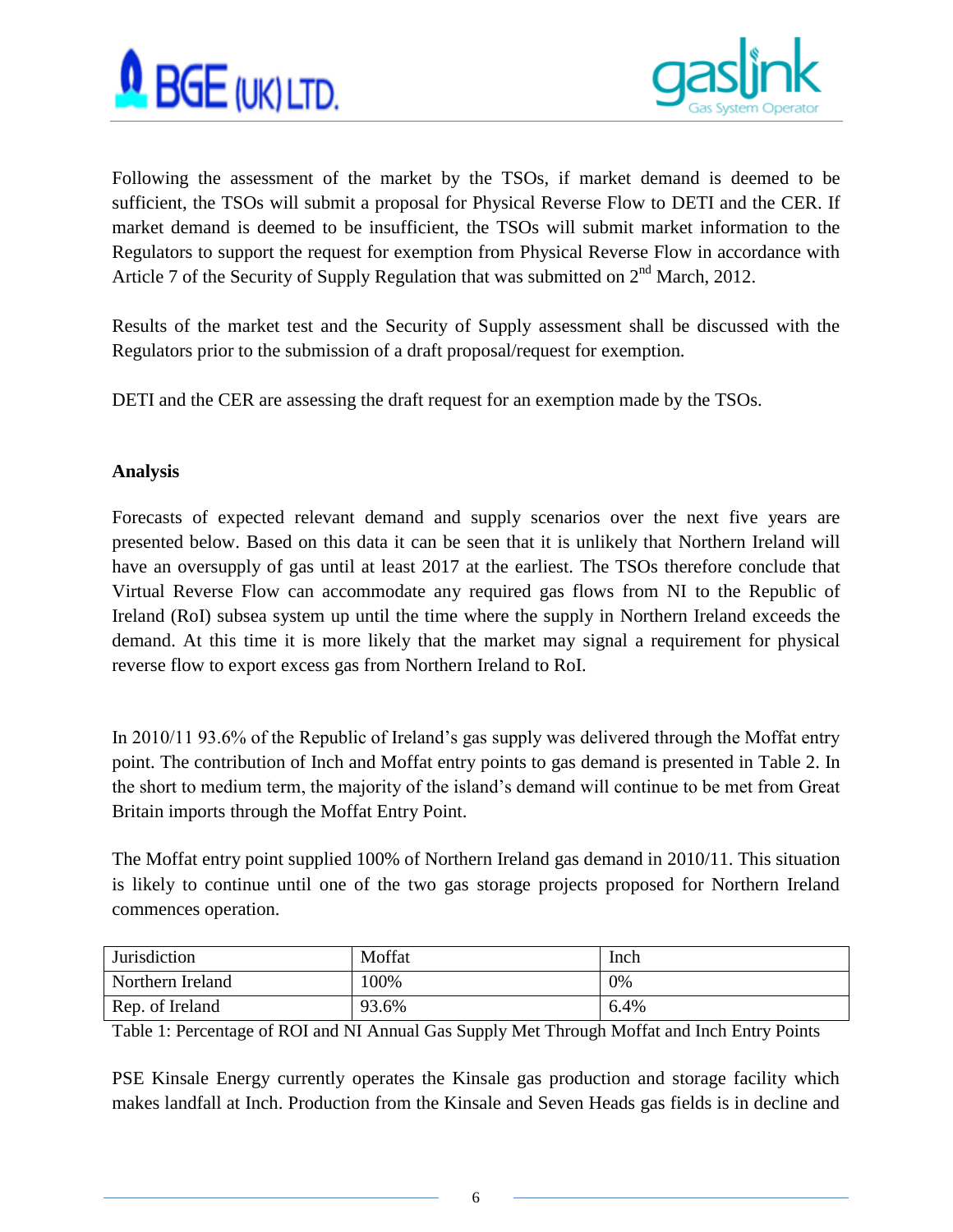Following the assessment of the market by the TSOs, if market demand is deemed to be sufficient, the TSOs will submit a proposal for Physical Reverse Flow to DETI and the CER. If market demand is deemed to be insufficient, the TSOs will submit market information to the Regulators to support the request for exemption from Physical Reverse Flow in accordance with Article 7 of the Security of Supply Regulation that was submitted on 2nd March, 2012.

Results of the market test and the Security of Supply assessment shall be discussed with the Regulators prior to the submission of a draft proposal/request for exemption.

DETI and the CER are assessing the draft request for an exemption made by the TSOs.

**Analysis**

Forecasts of expected relevant demand and supply scenarios over the next five years are presented below. Based on this data it can be seen that it is unlikely that Northern Ireland will have an oversupply of gas until at least 2017 at the earliest. The TSOs therefore conclude that Virtual Reverse Flow can accommodate any required gas flows from NI to the Republic of Ireland (RoI) subsea system up until the time where the supply in Northern Ireland exceeds the demand. At this time it is more likely that the market may signal a requirement for physical reverse flow to export excess gas from Northern Ireland to RoI.

In 2010/11 93.6% of the Republic of Ireland's gas supply was delivered through the Moffat entry point. The contribution of Inch and Moffat entry points to gas demand is presented in Table 2. In the short to medium term, the majority of the island's demand will continue to be met from Great Britain imports through the Moffat Entry Point.

The Moffat entry point supplied 100% of Northern Ireland gas demand in 2010/11. This situation is likely to continue until one of the two gas storage projects proposed for Northern Ireland commences operation.

| Jurisdiction | Moffat | Inch |
|---|---|---|
| Northern Ireland | 100% | 0% |
| Rep. of Ireland | 93.6% | 6.4% |

Table 1: Percentage of ROI and NI Annual Gas Supply Met Through Moffat and Inch Entry Points

PSE Kinsale Energy currently operates the Kinsale gas production and storage facility which makes landfall at Inch. Production from the Kinsale and Seven Heads gas fields is in decline and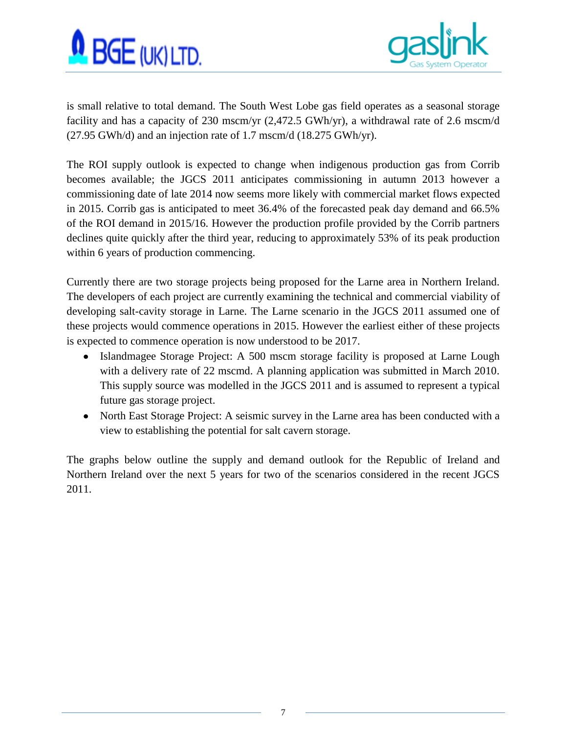is small relative to total demand. The South West Lobe gas field operates as a seasonal storage facility and has a capacity of 230 mscm/yr (2,472.5 GWh/yr), a withdrawal rate of 2.6 mscm/d (27.95 GWh/d) and an injection rate of 1.7 mscm/d (18.275 GWh/yr).

The ROI supply outlook is expected to change when indigenous production gas from Corrib becomes available; the JGCS 2011 anticipates commissioning in autumn 2013 however a commissioning date of late 2014 now seems more likely with commercial market flows expected in 2015. Corrib gas is anticipated to meet 36.4% of the forecasted peak day demand and 66.5% of the ROI demand in 2015/16. However the production profile provided by the Corrib partners declines quite quickly after the third year, reducing to approximately 53% of its peak production within 6 years of production commencing.

Currently there are two storage projects being proposed for the Larne area in Northern Ireland. The developers of each project are currently examining the technical and commercial viability of developing salt-cavity storage in Larne. The Larne scenario in the JGCS 2011 assumed one of these projects would commence operations in 2015. However the earliest either of these projects is expected to commence operation is now understood to be 2017.

- Islandmagee Storage Project: A 500 mscm storage facility is proposed at Larne Lough with a delivery rate of 22 mscmd. A planning application was submitted in March 2010. This supply source was modelled in the JGCS 2011 and is assumed to represent a typical future gas storage project.
- North East Storage Project: A seismic survey in the Larne area has been conducted with a view to establishing the potential for salt cavern storage.

The graphs below outline the supply and demand outlook for the Republic of Ireland and Northern Ireland over the next 5 years for two of the scenarios considered in the recent JGCS 2011.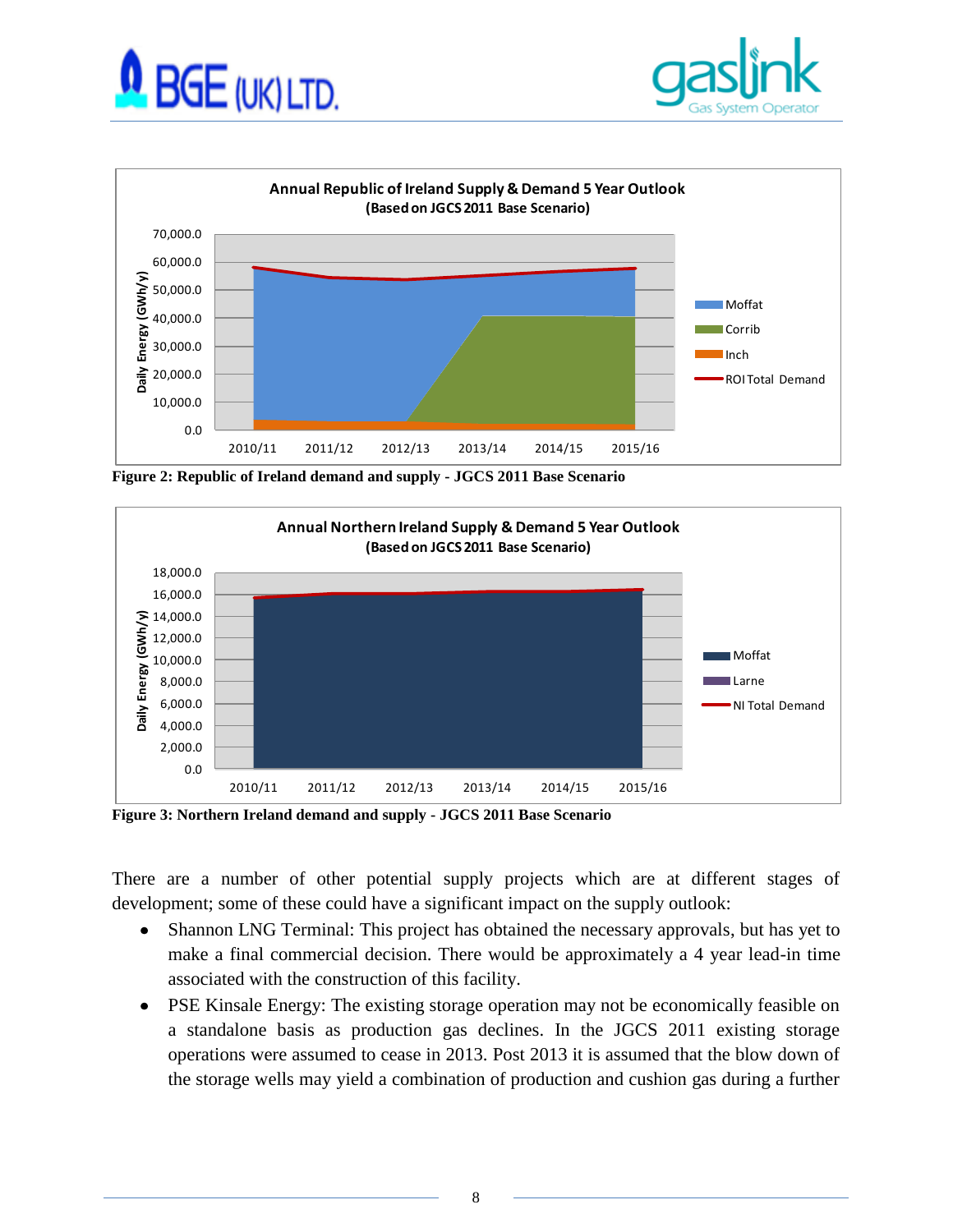Annual Republic of Ireland Supply & Demand 5 Year Outlook
(Based on JGCS 2011 Base Scenario)

Daily Energy (GWh/y)

70,000.0
60,000.0
50,000.0
40,000.0
30,000.0
20,000.0
10,000.0
0.0

2010/11
2011/12
2012/13
2013/14
2014/15
2015/16

Moffat
Corrib
Inch
ROI Total Demand

**Figure 2: Republic of Ireland demand and supply - JGCS 2011 Base Scenario**

Annual Northern Ireland Supply & Demand 5 Year Outlook
(Based on JGCS 2011 Base Scenario)

Daily Energy (GWh/y)

18,000.0
16,000.0
14,000.0
12,000.0
10,000.0
8,000.0
6,000.0
4,000.0
2,000.0
0.0

2010/11
2011/12
2012/13
2013/14
2014/15
2015/16

Moffat
Larne
NI Total Demand

**Figure 3: Northern Ireland demand and supply - JGCS 2011 Base Scenario**

There are a number of other potential supply projects which are at different stages of development; some of these could have a significant impact on the supply outlook:

- Shannon LNG Terminal: This project has obtained the necessary approvals, but has yet to make a final commercial decision. There would be approximately a 4 year lead-in time associated with the construction of this facility.
- PSE Kinsale Energy: The existing storage operation may not be economically feasible on a standalone basis as production gas declines. In the JGCS 2011 existing storage operations were assumed to cease in 2013. Post 2013 it is assumed that the blow down of the storage wells may yield a combination of production and cushion gas during a further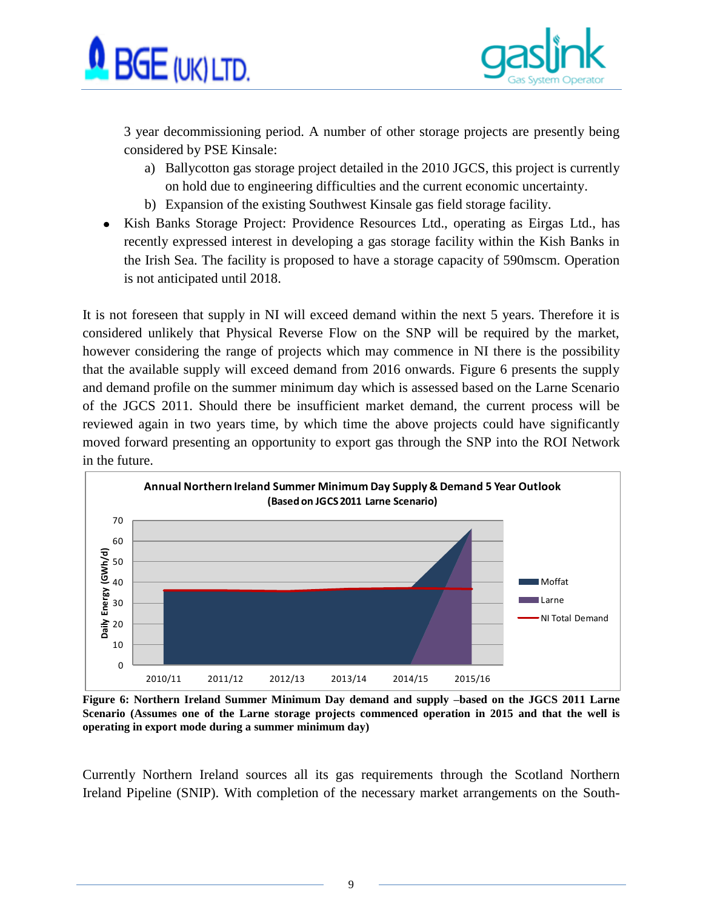3 year decommissioning period. A number of other storage projects are presently being considered by PSE Kinsale:

   a) Ballycotton gas storage project detailed in the 2010 JGCS, this project is currently on hold due to engineering difficulties and the current economic uncertainty.
   b) Expansion of the existing Southwest Kinsale gas field storage facility.

- Kish Banks Storage Project: Providence Resources Ltd., operating as Eirgas Ltd., has recently expressed interest in developing a gas storage facility within the Kish Banks in the Irish Sea. The facility is proposed to have a storage capacity of 590mscm. Operation is not anticipated until 2018.

It is not foreseen that supply in NI will exceed demand within the next 5 years. Therefore it is considered unlikely that Physical Reverse Flow on the SNP will be required by the market, however considering the range of projects which may commence in NI there is the possibility that the available supply will exceed demand from 2016 onwards. Figure 6 presents the supply and demand profile on the summer minimum day which is assessed based on the Larne Scenario of the JGCS 2011. Should there be insufficient market demand, the current process will be reviewed again in two years time, by which time the above projects could have significantly moved forward presenting an opportunity to export gas through the SNP into the ROI Network in the future.

Annual Northern Ireland Summer Minimum Day Supply & Demand 5 Year Outlook
(Based on JGCS 2011 Larne Scenario)

Daily Energy (GWh/d)
0
10
20
30
40
50
60
70

2010/11
2011/12
2012/13
2013/14
2014/15
2015/16

Moffat
Larne
NI Total Demand

**Figure 6: Northern Ireland Summer Minimum Day demand and supply –based on the JGCS 2011 Larne Scenario (Assumes one of the Larne storage projects commenced operation in 2015 and that the well is operating in export mode during a summer minimum day)**

Currently Northern Ireland sources all its gas requirements through the Scotland Northern Ireland Pipeline (SNIP). With completion of the necessary market arrangements on the South-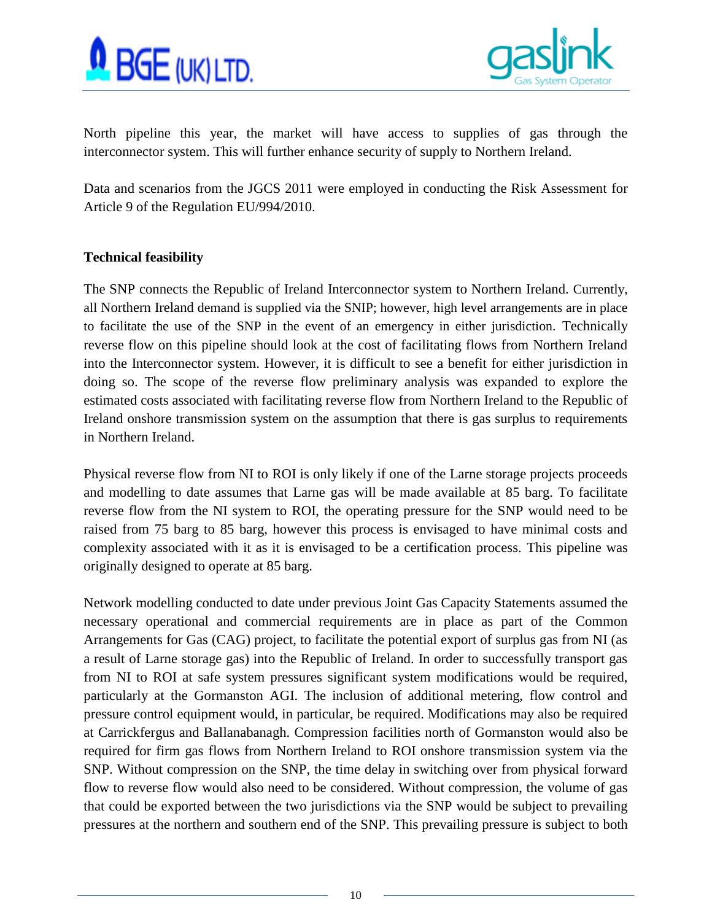North pipeline this year, the market will have access to supplies of gas through the interconnector system. This will further enhance security of supply to Northern Ireland.

Data and scenarios from the JGCS 2011 were employed in conducting the Risk Assessment for Article 9 of the Regulation EU/994/2010.

**Technical feasibility**

The SNP connects the Republic of Ireland Interconnector system to Northern Ireland. Currently, all Northern Ireland demand is supplied via the SNIP; however, high level arrangements are in place to facilitate the use of the SNP in the event of an emergency in either jurisdiction. Technically reverse flow on this pipeline should look at the cost of facilitating flows from Northern Ireland into the Interconnector system. However, it is difficult to see a benefit for either jurisdiction in doing so. The scope of the reverse flow preliminary analysis was expanded to explore the estimated costs associated with facilitating reverse flow from Northern Ireland to the Republic of Ireland onshore transmission system on the assumption that there is gas surplus to requirements in Northern Ireland.

Physical reverse flow from NI to ROI is only likely if one of the Larne storage projects proceeds and modelling to date assumes that Larne gas will be made available at 85 barg. To facilitate reverse flow from the NI system to ROI, the operating pressure for the SNP would need to be raised from 75 barg to 85 barg, however this process is envisaged to have minimal costs and complexity associated with it as it is envisaged to be a certification process. This pipeline was originally designed to operate at 85 barg.

Network modelling conducted to date under previous Joint Gas Capacity Statements assumed the necessary operational and commercial requirements are in place as part of the Common Arrangements for Gas (CAG) project, to facilitate the potential export of surplus gas from NI (as a result of Larne storage gas) into the Republic of Ireland. In order to successfully transport gas from NI to ROI at safe system pressures significant system modifications would be required, particularly at the Gormanston AGI. The inclusion of additional metering, flow control and pressure control equipment would, in particular, be required. Modifications may also be required at Carrickfergus and Ballanabanagh. Compression facilities north of Gormanston would also be required for firm gas flows from Northern Ireland to ROI onshore transmission system via the SNP. Without compression on the SNP, the time delay in switching over from physical forward flow to reverse flow would also need to be considered. Without compression, the volume of gas that could be exported between the two jurisdictions via the SNP would be subject to prevailing pressures at the northern and southern end of the SNP. This prevailing pressure is subject to both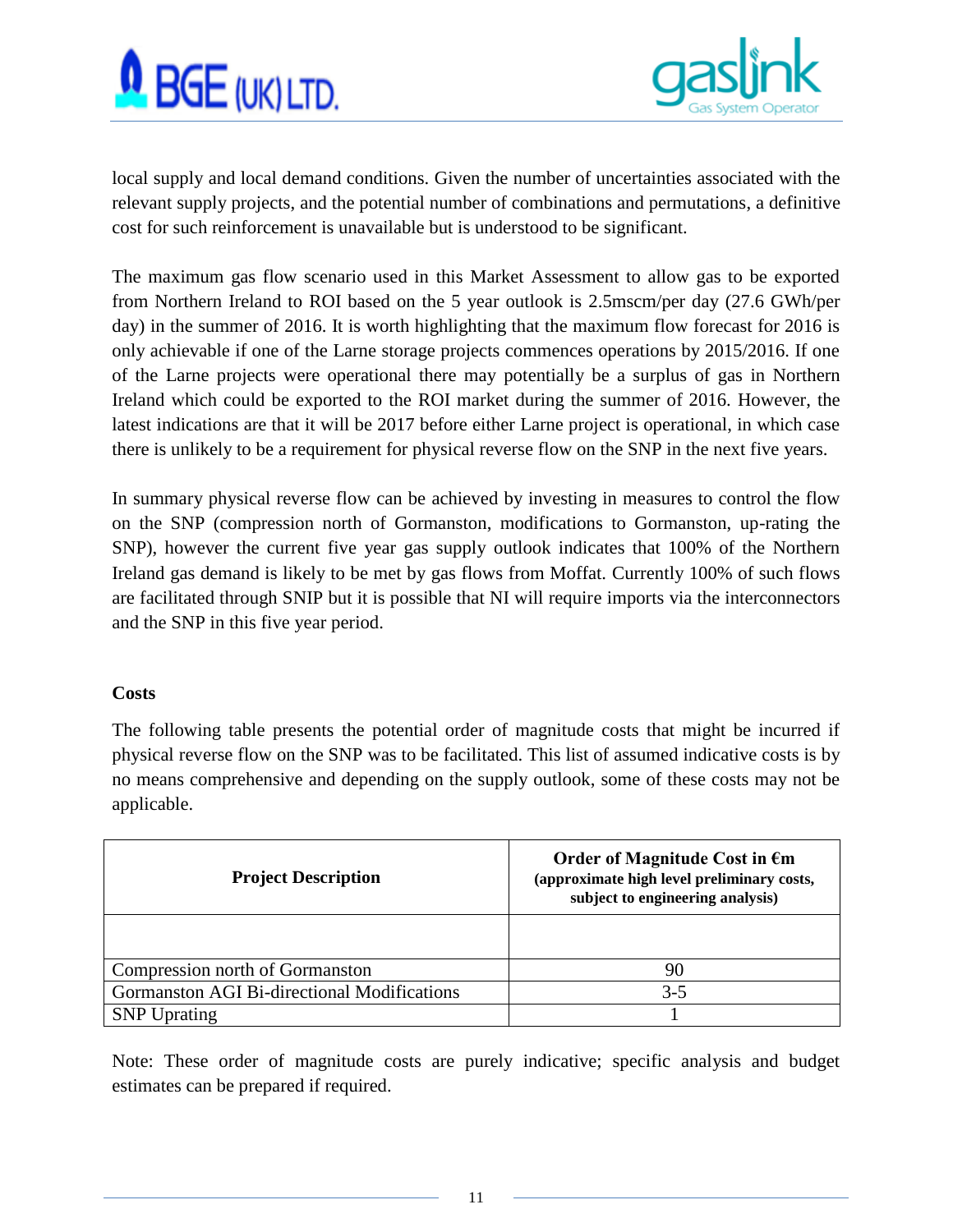local supply and local demand conditions. Given the number of uncertainties associated with the relevant supply projects, and the potential number of combinations and permutations, a definitive cost for such reinforcement is unavailable but is understood to be significant.

The maximum gas flow scenario used in this Market Assessment to allow gas to be exported from Northern Ireland to ROI based on the 5 year outlook is 2.5mscm/per day (27.6 GWh/per day) in the summer of 2016. It is worth highlighting that the maximum flow forecast for 2016 is only achievable if one of the Larne storage projects commences operations by 2015/2016. If one of the Larne projects were operational there may potentially be a surplus of gas in Northern Ireland which could be exported to the ROI market during the summer of 2016. However, the latest indications are that it will be 2017 before either Larne project is operational, in which case there is unlikely to be a requirement for physical reverse flow on the SNP in the next five years.

In summary physical reverse flow can be achieved by investing in measures to control the flow on the SNP (compression north of Gormanston, modifications to Gormanston, up-rating the SNP), however the current five year gas supply outlook indicates that 100% of the Northern Ireland gas demand is likely to be met by gas flows from Moffat. Currently 100% of such flows are facilitated through SNIP but it is possible that NI will require imports via the interconnectors and the SNP in this five year period.

**Costs**

The following table presents the potential order of magnitude costs that might be incurred if physical reverse flow on the SNP was to be facilitated. This list of assumed indicative costs is by no means comprehensive and depending on the supply outlook, some of these costs may not be applicable.

| Project Description | Order of Magnitude Cost in €m (approximate high level preliminary costs, subject to engineering analysis) |
|---|---|
| | |
| Compression north of Gormanston | 90 |
| Gormanston AGI Bi-directional Modifications | 3-5 |
| SNP Uprating | 1 |

Note: These order of magnitude costs are purely indicative; specific analysis and budget estimates can be prepared if required.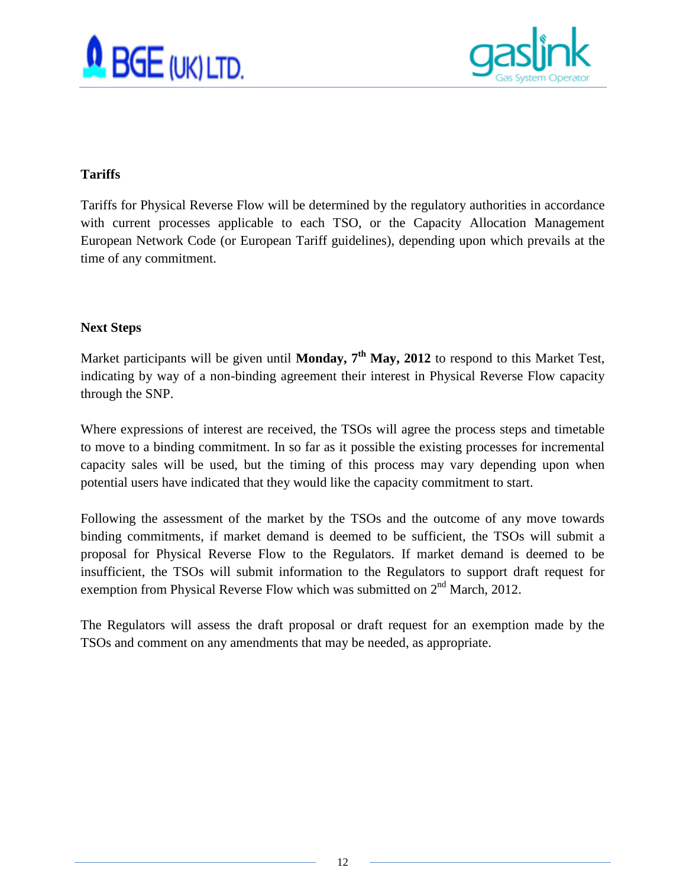## Tariffs

Tariffs for Physical Reverse Flow will be determined by the regulatory authorities in accordance with current processes applicable to each TSO, or the Capacity Allocation Management European Network Code (or European Tariff guidelines), depending upon which prevails at the time of any commitment.

## Next Steps

Market participants will be given until **Monday, 7th May, 2012** to respond to this Market Test, indicating by way of a non-binding agreement their interest in Physical Reverse Flow capacity through the SNP.

Where expressions of interest are received, the TSOs will agree the process steps and timetable to move to a binding commitment. In so far as it possible the existing processes for incremental capacity sales will be used, but the timing of this process may vary depending upon when potential users have indicated that they would like the capacity commitment to start.

Following the assessment of the market by the TSOs and the outcome of any move towards binding commitments, if market demand is deemed to be sufficient, the TSOs will submit a proposal for Physical Reverse Flow to the Regulators. If market demand is deemed to be insufficient, the TSOs will submit information to the Regulators to support draft request for exemption from Physical Reverse Flow which was submitted on 2nd March, 2012.

The Regulators will assess the draft proposal or draft request for an exemption made by the TSOs and comment on any amendments that may be needed, as appropriate.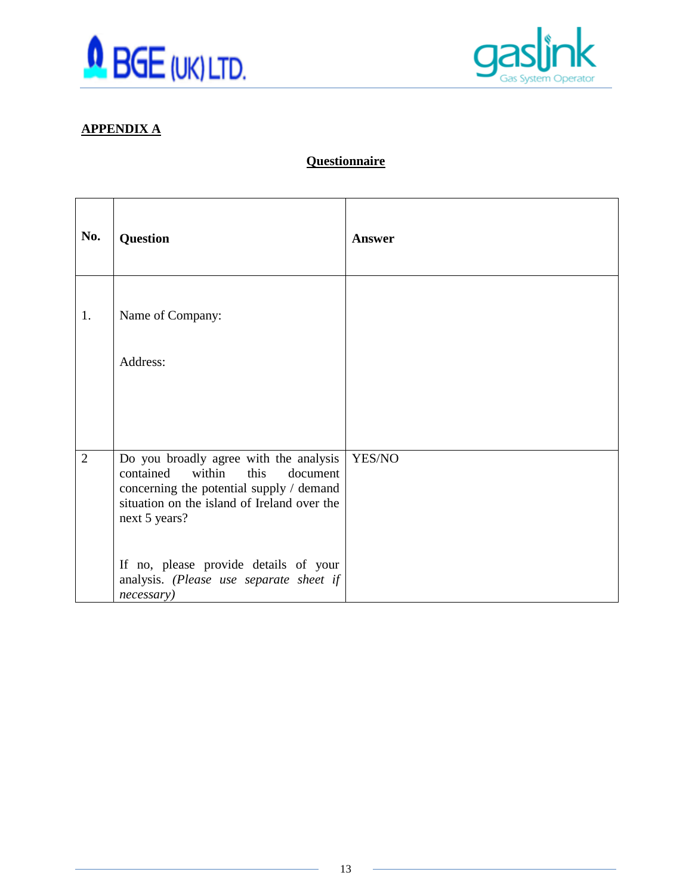**APPENDIX A**

**Questionnaire**

| **No.** | **Question** | **Answer** |
|---|---|---|
| 1. | Name of Company:<br><br>Address: | |
| 2 | Do you broadly agree with the analysis contained within this document concerning the potential supply / demand situation on the island of Ireland over the next 5 years?<br><br>If no, please provide details of your analysis. *(Please use separate sheet if necessary)* | YES/NO |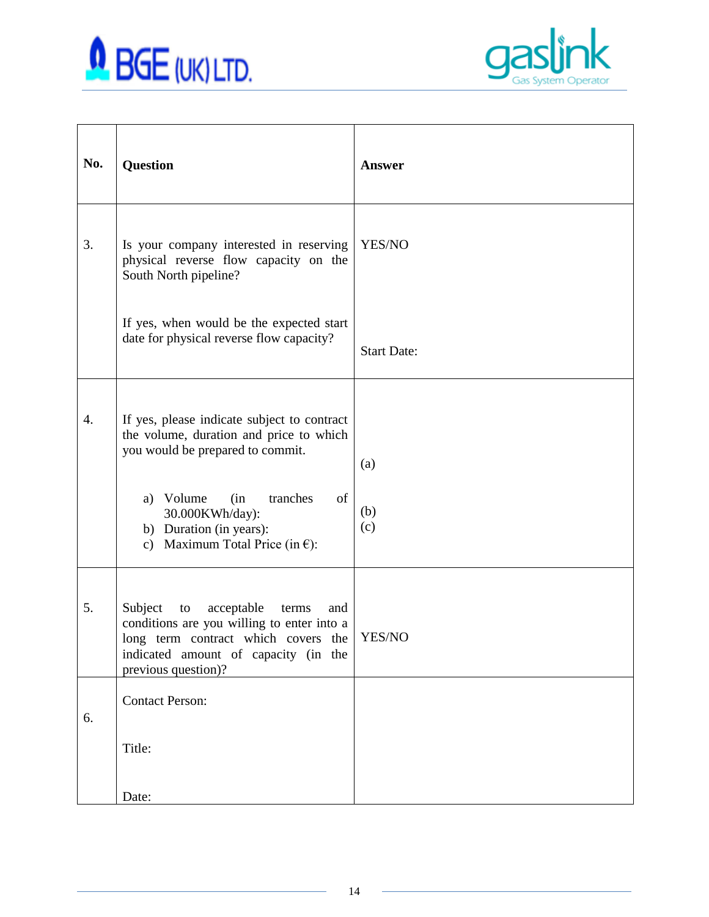| No. | Question | Answer |
|---|---|---|
| 3. | Is your company interested in reserving physical reverse flow capacity on the South North pipeline?<br><br>If yes, when would be the expected start date for physical reverse flow capacity? | YES/NO<br><br>Start Date: |
| 4. | If yes, please indicate subject to contract the volume, duration and price to which you would be prepared to commit.<br><br>a) Volume (in tranches of 30.000KWh/day):<br>b) Duration (in years):<br>c) Maximum Total Price (in €): | (a)<br><br>(b)<br>(c) |
| 5. | Subject to acceptable terms and conditions are you willing to enter into a long term contract which covers the indicated amount of capacity (in the previous question)? | YES/NO |
| 6. | Contact Person:<br><br>Title:<br><br>Date: | |